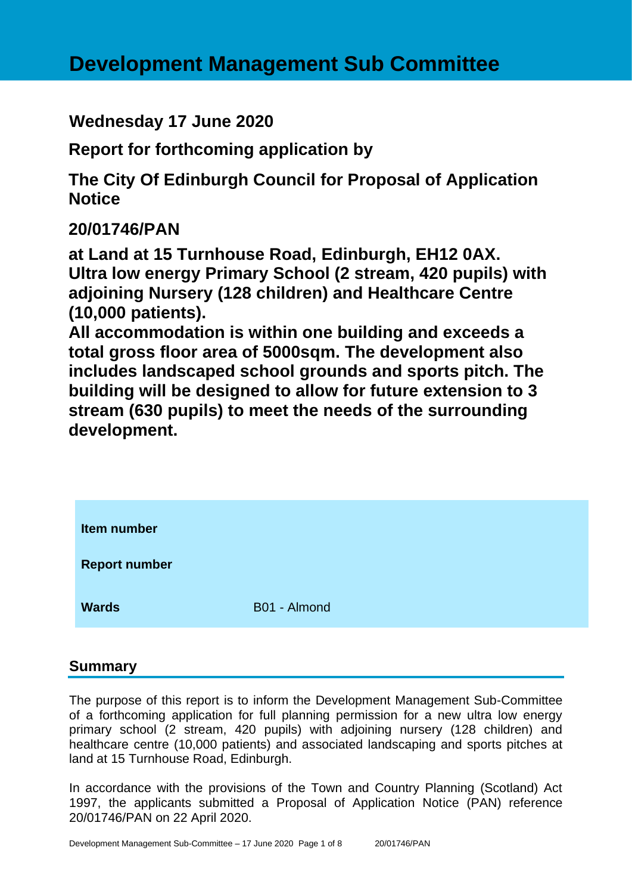# Development Management Sub Committee

## Wednesday 17 June 2020

## Report for forthcoming application by

## The City Of Edinburgh Council for Proposal of Application Notice

## 20/01746/PAN

**at Land at 15 Turnhouse Road, Edinburgh, EH12 0AX. Ultra low energy Primary School (2 stream, 420 pupils) with adjoining Nursery (128 children) and Healthcare Centre (10,000 patients). All accommodation is within one building and exceeds a total gross floor area of 5000sqm. The development also includes landscaped school grounds and sports pitch. The building will be designed to allow for future extension to 3 stream (630 pupils) to meet the needs of the surrounding development.**

| | |
|---|---|
| **Item number** | |
| **Report number** | |
| **Wards** | B01 - Almond |

## Summary

The purpose of this report is to inform the Development Management Sub-Committee of a forthcoming application for full planning permission for a new ultra low energy primary school (2 stream, 420 pupils) with adjoining nursery (128 children) and healthcare centre (10,000 patients) and associated landscaping and sports pitches at land at 15 Turnhouse Road, Edinburgh.

In accordance with the provisions of the Town and Country Planning (Scotland) Act 1997, the applicants submitted a Proposal of Application Notice (PAN) reference 20/01746/PAN on 22 April 2020.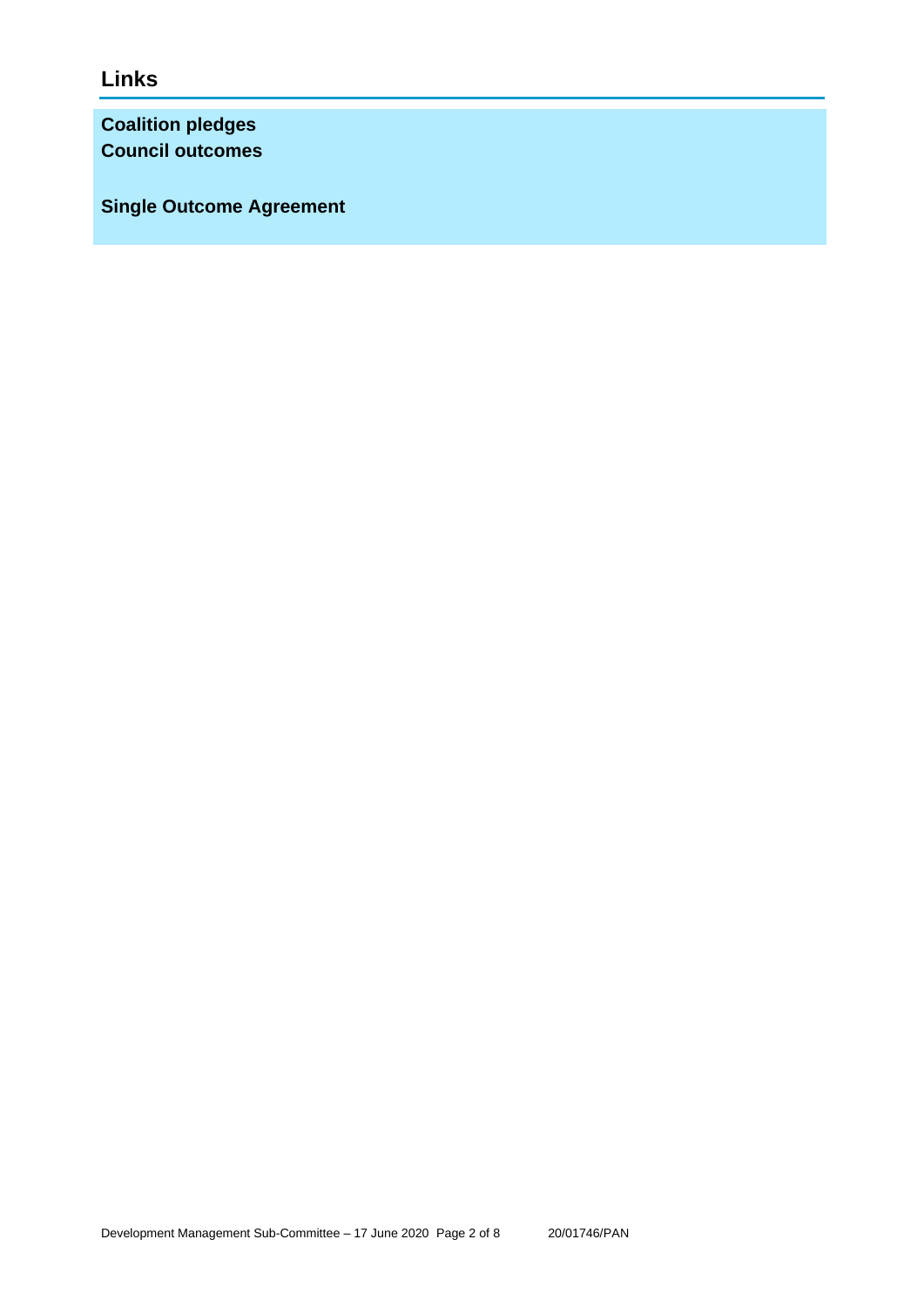## Links

**Coalition pledges**
**Council outcomes**

**Single Outcome Agreement**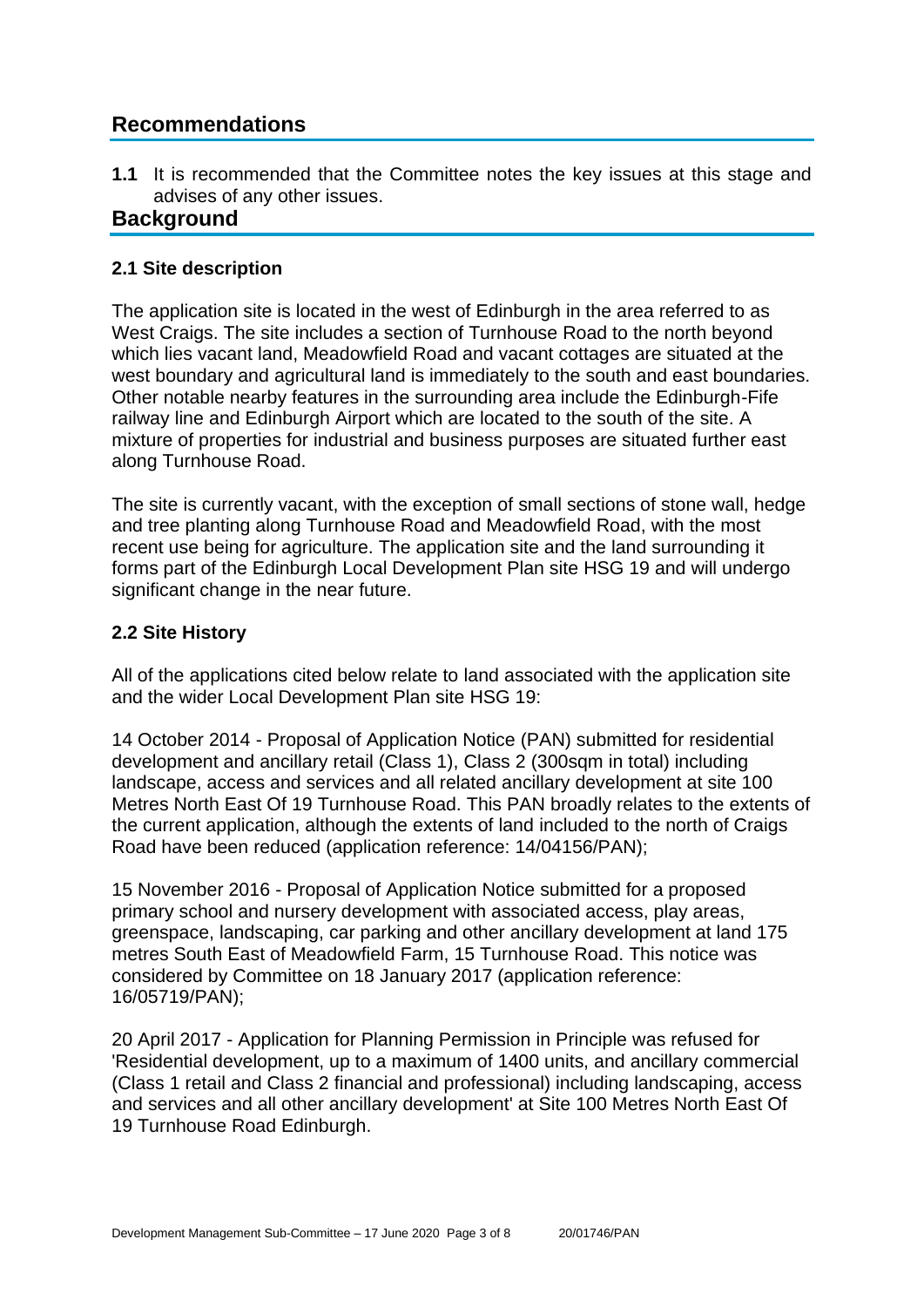## Recommendations

**1.1** It is recommended that the Committee notes the key issues at this stage and advises of any other issues.

## Background

### 2.1 Site description

The application site is located in the west of Edinburgh in the area referred to as West Craigs. The site includes a section of Turnhouse Road to the north beyond which lies vacant land, Meadowfield Road and vacant cottages are situated at the west boundary and agricultural land is immediately to the south and east boundaries. Other notable nearby features in the surrounding area include the Edinburgh-Fife railway line and Edinburgh Airport which are located to the south of the site. A mixture of properties for industrial and business purposes are situated further east along Turnhouse Road.

The site is currently vacant, with the exception of small sections of stone wall, hedge and tree planting along Turnhouse Road and Meadowfield Road, with the most recent use being for agriculture. The application site and the land surrounding it forms part of the Edinburgh Local Development Plan site HSG 19 and will undergo significant change in the near future.

### 2.2 Site History

All of the applications cited below relate to land associated with the application site and the wider Local Development Plan site HSG 19:

14 October 2014 - Proposal of Application Notice (PAN) submitted for residential development and ancillary retail (Class 1), Class 2 (300sqm in total) including landscape, access and services and all related ancillary development at site 100 Metres North East Of 19 Turnhouse Road. This PAN broadly relates to the extents of the current application, although the extents of land included to the north of Craigs Road have been reduced (application reference: 14/04156/PAN);

15 November 2016 - Proposal of Application Notice submitted for a proposed primary school and nursery development with associated access, play areas, greenspace, landscaping, car parking and other ancillary development at land 175 metres South East of Meadowfield Farm, 15 Turnhouse Road. This notice was considered by Committee on 18 January 2017 (application reference: 16/05719/PAN);

20 April 2017 - Application for Planning Permission in Principle was refused for 'Residential development, up to a maximum of 1400 units, and ancillary commercial (Class 1 retail and Class 2 financial and professional) including landscaping, access and services and all other ancillary development' at Site 100 Metres North East Of 19 Turnhouse Road Edinburgh.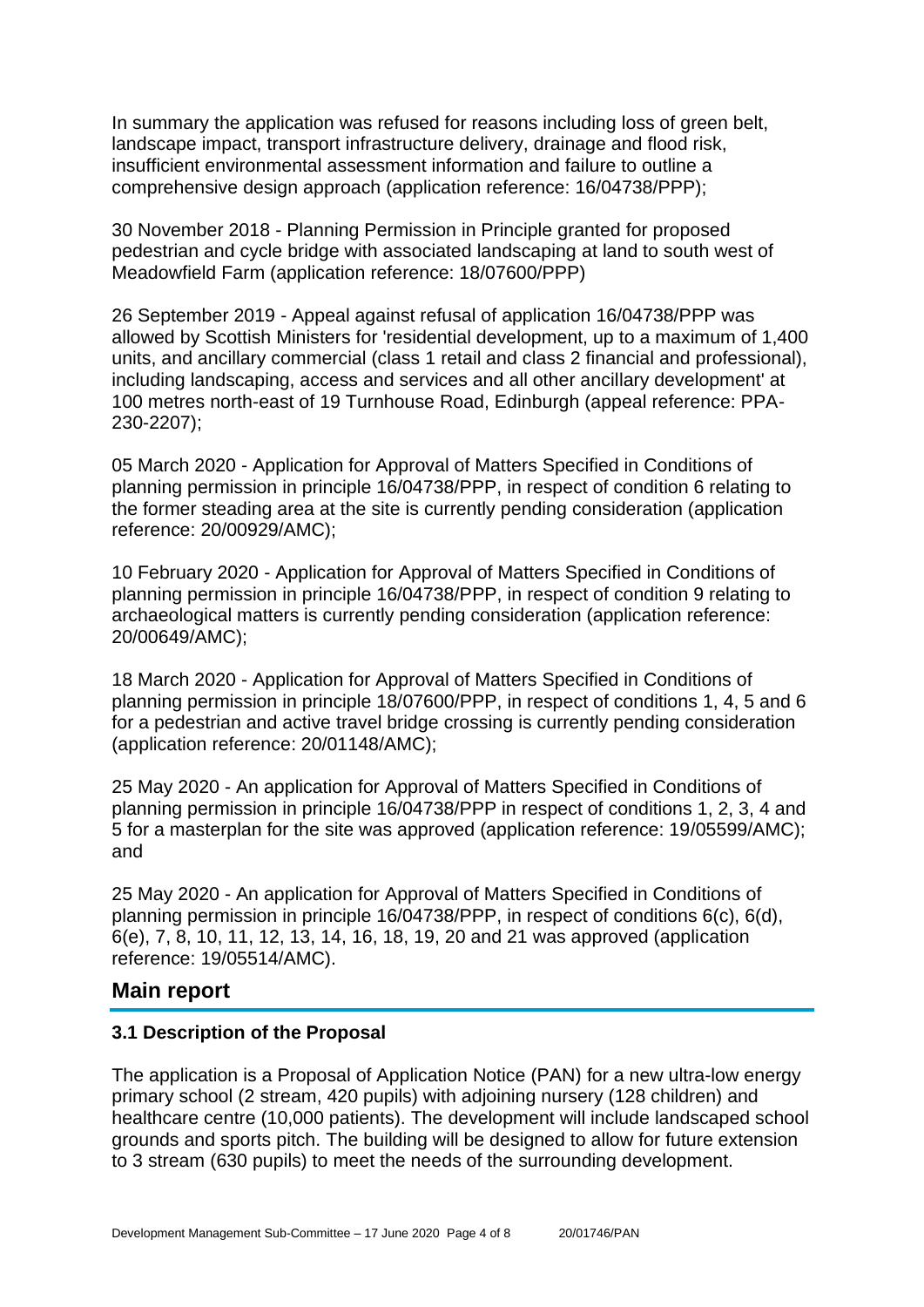In summary the application was refused for reasons including loss of green belt, landscape impact, transport infrastructure delivery, drainage and flood risk, insufficient environmental assessment information and failure to outline a comprehensive design approach (application reference: 16/04738/PPP);

30 November 2018 - Planning Permission in Principle granted for proposed pedestrian and cycle bridge with associated landscaping at land to south west of Meadowfield Farm (application reference: 18/07600/PPP)

26 September 2019 - Appeal against refusal of application 16/04738/PPP was allowed by Scottish Ministers for 'residential development, up to a maximum of 1,400 units, and ancillary commercial (class 1 retail and class 2 financial and professional), including landscaping, access and services and all other ancillary development' at 100 metres north-east of 19 Turnhouse Road, Edinburgh (appeal reference: PPA-230-2207);

05 March 2020 - Application for Approval of Matters Specified in Conditions of planning permission in principle 16/04738/PPP, in respect of condition 6 relating to the former steading area at the site is currently pending consideration (application reference: 20/00929/AMC);

10 February 2020 - Application for Approval of Matters Specified in Conditions of planning permission in principle 16/04738/PPP, in respect of condition 9 relating to archaeological matters is currently pending consideration (application reference: 20/00649/AMC);

18 March 2020 - Application for Approval of Matters Specified in Conditions of planning permission in principle 18/07600/PPP, in respect of conditions 1, 4, 5 and 6 for a pedestrian and active travel bridge crossing is currently pending consideration (application reference: 20/01148/AMC);

25 May 2020 - An application for Approval of Matters Specified in Conditions of planning permission in principle 16/04738/PPP in respect of conditions 1, 2, 3, 4 and 5 for a masterplan for the site was approved (application reference: 19/05599/AMC); and

25 May 2020 - An application for Approval of Matters Specified in Conditions of planning permission in principle 16/04738/PPP, in respect of conditions 6(c), 6(d), 6(e), 7, 8, 10, 11, 12, 13, 14, 16, 18, 19, 20 and 21 was approved (application reference: 19/05514/AMC).

## Main report

### 3.1 Description of the Proposal

The application is a Proposal of Application Notice (PAN) for a new ultra-low energy primary school (2 stream, 420 pupils) with adjoining nursery (128 children) and healthcare centre (10,000 patients). The development will include landscaped school grounds and sports pitch. The building will be designed to allow for future extension to 3 stream (630 pupils) to meet the needs of the surrounding development.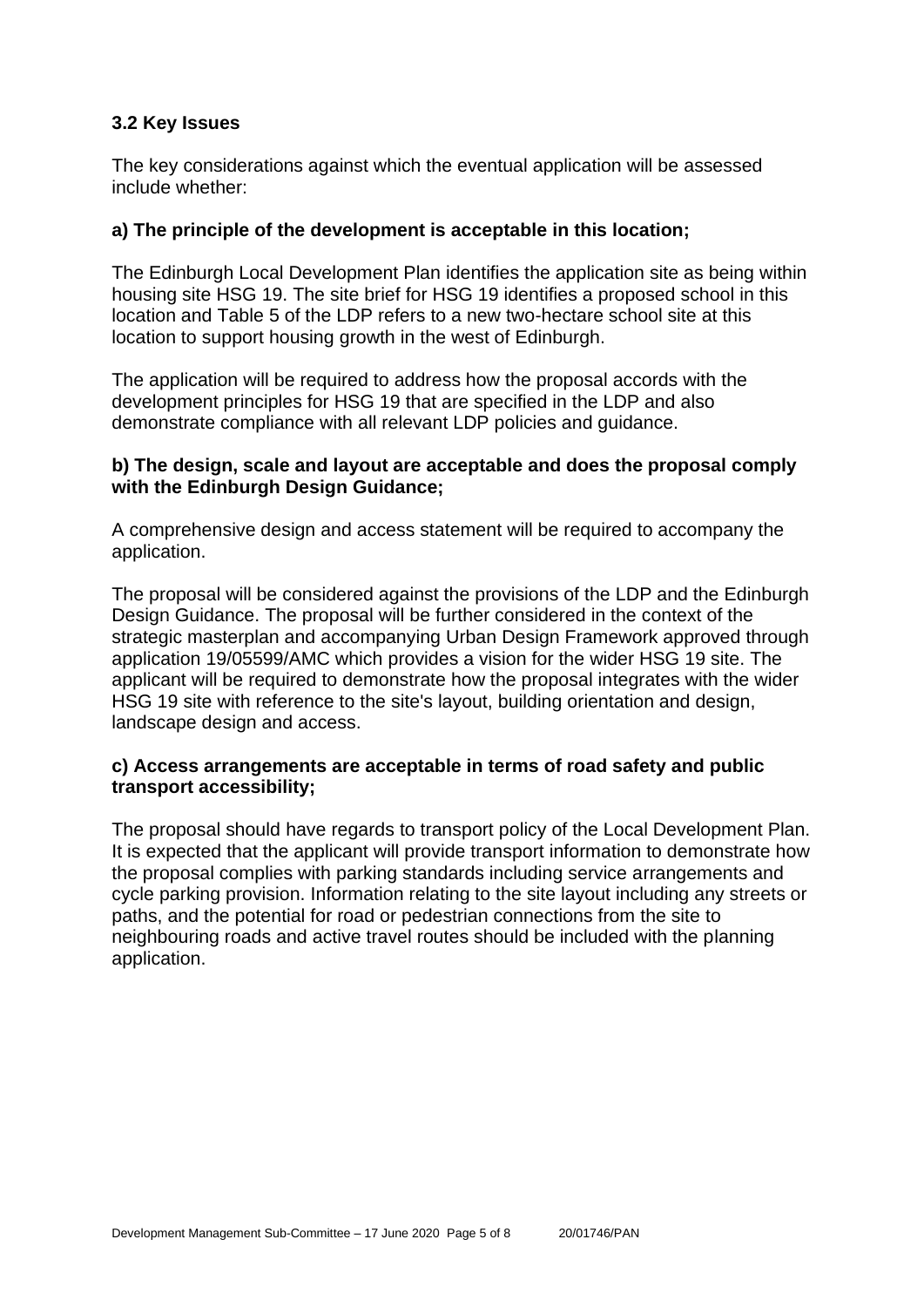### 3.2 Key Issues

The key considerations against which the eventual application will be assessed include whether:

#### a) The principle of the development is acceptable in this location;

The Edinburgh Local Development Plan identifies the application site as being within housing site HSG 19. The site brief for HSG 19 identifies a proposed school in this location and Table 5 of the LDP refers to a new two-hectare school site at this location to support housing growth in the west of Edinburgh.

The application will be required to address how the proposal accords with the development principles for HSG 19 that are specified in the LDP and also demonstrate compliance with all relevant LDP policies and guidance.

#### b) The design, scale and layout are acceptable and does the proposal comply with the Edinburgh Design Guidance;

A comprehensive design and access statement will be required to accompany the application.

The proposal will be considered against the provisions of the LDP and the Edinburgh Design Guidance. The proposal will be further considered in the context of the strategic masterplan and accompanying Urban Design Framework approved through application 19/05599/AMC which provides a vision for the wider HSG 19 site. The applicant will be required to demonstrate how the proposal integrates with the wider HSG 19 site with reference to the site's layout, building orientation and design, landscape design and access.

#### c) Access arrangements are acceptable in terms of road safety and public transport accessibility;

The proposal should have regards to transport policy of the Local Development Plan. It is expected that the applicant will provide transport information to demonstrate how the proposal complies with parking standards including service arrangements and cycle parking provision. Information relating to the site layout including any streets or paths, and the potential for road or pedestrian connections from the site to neighbouring roads and active travel routes should be included with the planning application.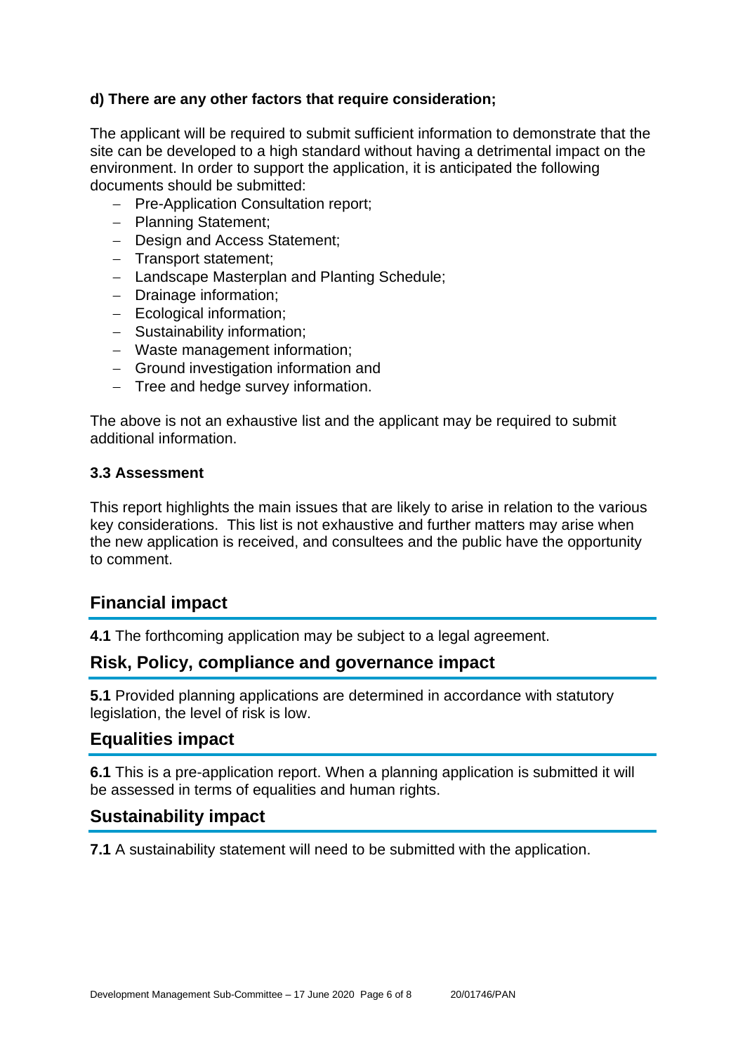**d) There are any other factors that require consideration;**

The applicant will be required to submit sufficient information to demonstrate that the site can be developed to a high standard without having a detrimental impact on the environment. In order to support the application, it is anticipated the following documents should be submitted:

- Pre-Application Consultation report;
- Planning Statement;
- Design and Access Statement;
- Transport statement;
- Landscape Masterplan and Planting Schedule;
- Drainage information;
- Ecological information;
- Sustainability information;
- Waste management information;
- Ground investigation information and
- Tree and hedge survey information.

The above is not an exhaustive list and the applicant may be required to submit additional information.

**3.3 Assessment**

This report highlights the main issues that are likely to arise in relation to the various key considerations. This list is not exhaustive and further matters may arise when the new application is received, and consultees and the public have the opportunity to comment.

## Financial impact

**4.1** The forthcoming application may be subject to a legal agreement.

## Risk, Policy, compliance and governance impact

**5.1** Provided planning applications are determined in accordance with statutory legislation, the level of risk is low.

## Equalities impact

**6.1** This is a pre-application report. When a planning application is submitted it will be assessed in terms of equalities and human rights.

## Sustainability impact

**7.1** A sustainability statement will need to be submitted with the application.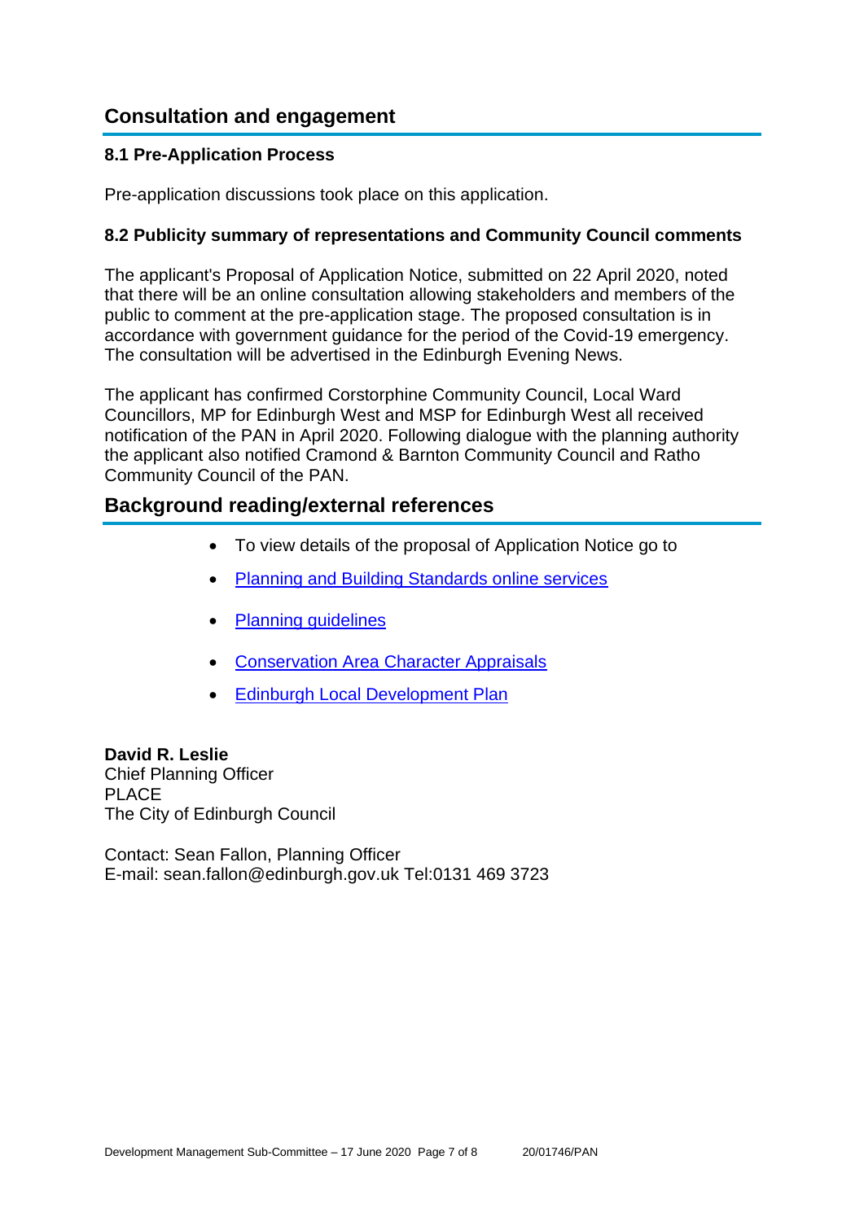## Consultation and engagement

### 8.1 Pre-Application Process

Pre-application discussions took place on this application.

### 8.2 Publicity summary of representations and Community Council comments

The applicant's Proposal of Application Notice, submitted on 22 April 2020, noted that there will be an online consultation allowing stakeholders and members of the public to comment at the pre-application stage. The proposed consultation is in accordance with government guidance for the period of the Covid-19 emergency. The consultation will be advertised in the Edinburgh Evening News.

The applicant has confirmed Corstorphine Community Council, Local Ward Councillors, MP for Edinburgh West and MSP for Edinburgh West all received notification of the PAN in April 2020. Following dialogue with the planning authority the applicant also notified Cramond & Barnton Community Council and Ratho Community Council of the PAN.

## Background reading/external references

- To view details of the proposal of Application Notice go to
- Planning and Building Standards online services
- Planning guidelines
- Conservation Area Character Appraisals
- Edinburgh Local Development Plan

**David R. Leslie**
Chief Planning Officer
PLACE
The City of Edinburgh Council

Contact: Sean Fallon, Planning Officer
E-mail: sean.fallon@edinburgh.gov.uk Tel:0131 469 3723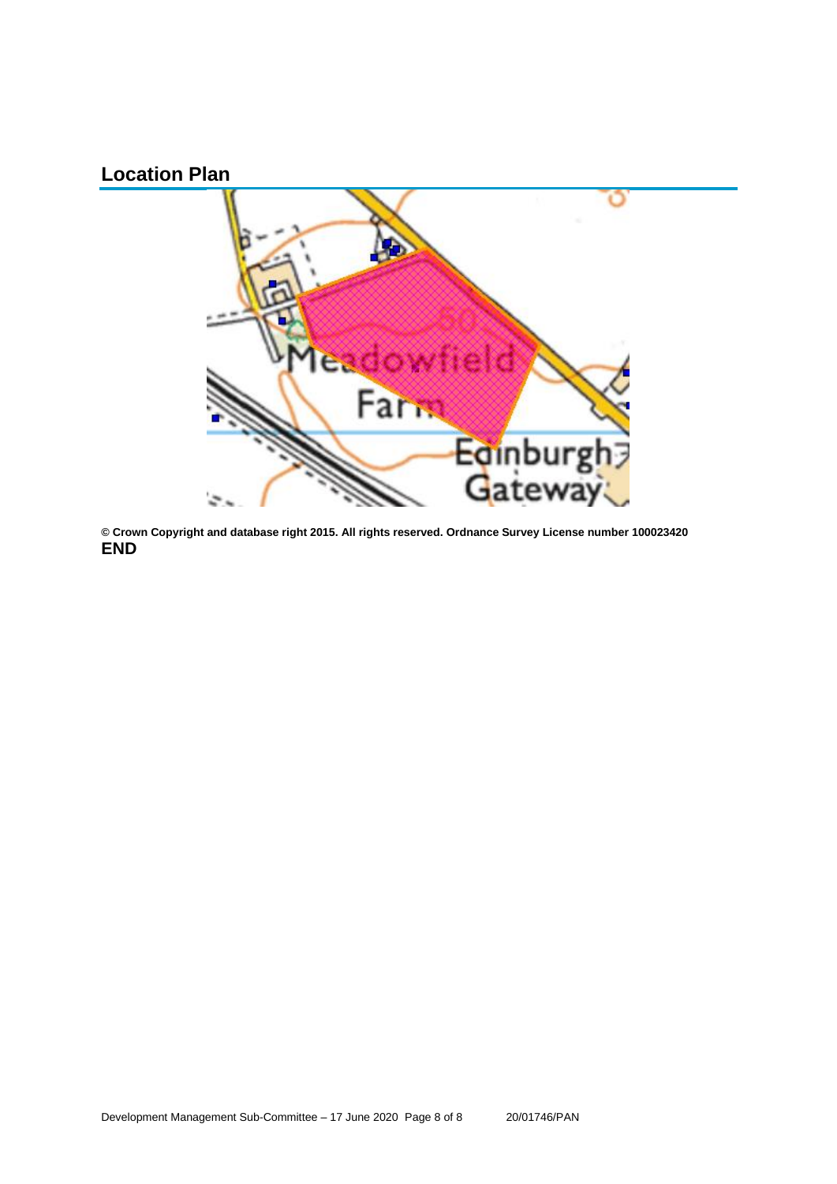## Location Plan

**© Crown Copyright and database right 2015. All rights reserved. Ordnance Survey License number 100023420**

**END**